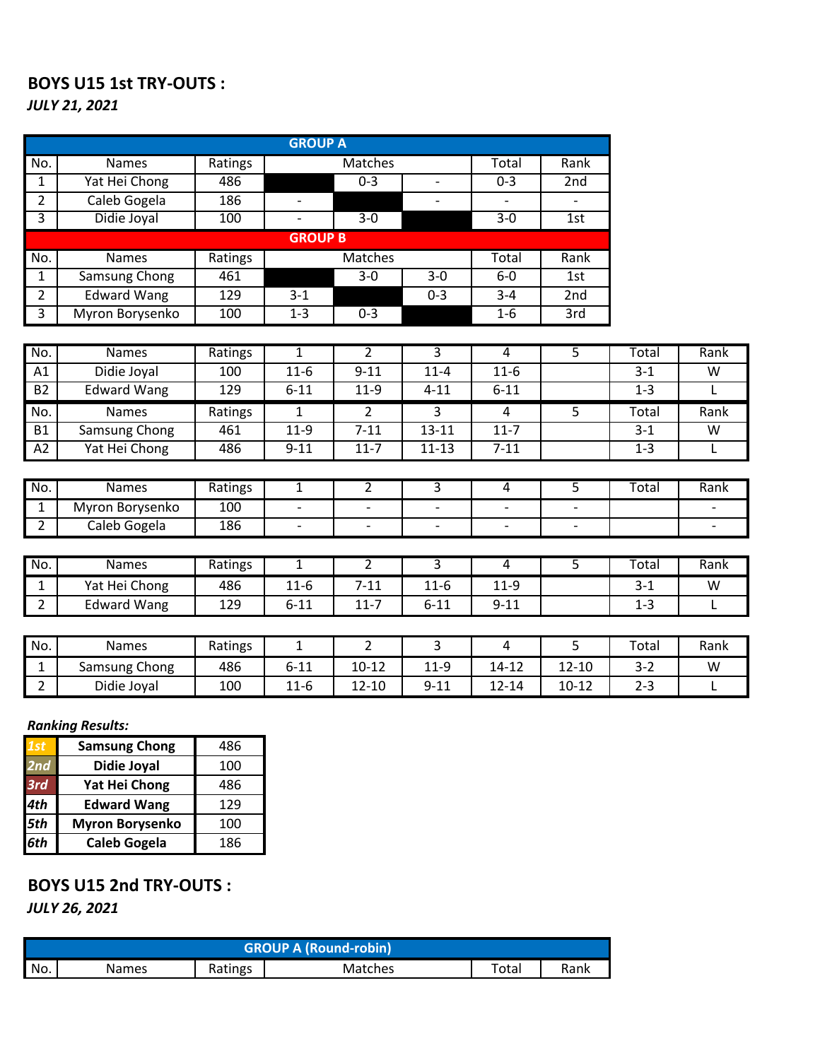**BOYS U15 1st TRY-OUTS :**

***JULY 21, 2021***

| GROUP A | | | | | | | |
|---|---|---|---|---|---|---|---|
| No. | Names | Ratings | Matches | | | Total | Rank |
| 1 | Yat Hei Chong | 486 | | 0-3 | - | 0-3 | 2nd |
| 2 | Caleb Gogela | 186 | - | | - | - | - |
| 3 | Didie Joyal | 100 | - | 3-0 | | 3-0 | 1st |
| **GROUP B** | | | | | | | |
| No. | Names | Ratings | Matches | | | Total | Rank |
| 1 | Samsung Chong | 461 | | 3-0 | 3-0 | 6-0 | 1st |
| 2 | Edward Wang | 129 | 3-1 | | 0-3 | 3-4 | 2nd |
| 3 | Myron Borysenko | 100 | 1-3 | 0-3 | | 1-6 | 3rd |

| No. | Names | Ratings | 1 | 2 | 3 | 4 | 5 | Total | Rank |
|---|---|---|---|---|---|---|---|---|---|
| A1 | Didie Joyal | 100 | 11-6 | 9-11 | 11-4 | 11-6 | | 3-1 | W |
| B2 | Edward Wang | 129 | 6-11 | 11-9 | 4-11 | 6-11 | | 1-3 | L |
| No. | Names | Ratings | 1 | 2 | 3 | 4 | 5 | Total | Rank |
| B1 | Samsung Chong | 461 | 11-9 | 7-11 | 13-11 | 11-7 | | 3-1 | W |
| A2 | Yat Hei Chong | 486 | 9-11 | 11-7 | 11-13 | 7-11 | | 1-3 | L |

| No. | Names | Ratings | 1 | 2 | 3 | 4 | 5 | Total | Rank |
|---|---|---|---|---|---|---|---|---|---|
| 1 | Myron Borysenko | 100 | - | - | - | - | - | | - |
| 2 | Caleb Gogela | 186 | - | - | - | - | - | | - |

| No. | Names | Ratings | 1 | 2 | 3 | 4 | 5 | Total | Rank |
|---|---|---|---|---|---|---|---|---|---|
| 1 | Yat Hei Chong | 486 | 11-6 | 7-11 | 11-6 | 11-9 | | 3-1 | W |
| 2 | Edward Wang | 129 | 6-11 | 11-7 | 6-11 | 9-11 | | 1-3 | L |

| No. | Names | Ratings | 1 | 2 | 3 | 4 | 5 | Total | Rank |
|---|---|---|---|---|---|---|---|---|---|
| 1 | Samsung Chong | 486 | 6-11 | 10-12 | 11-9 | 14-12 | 12-10 | 3-2 | W |
| 2 | Didie Joyal | 100 | 11-6 | 12-10 | 9-11 | 12-14 | 10-12 | 2-3 | L |

*Ranking Results:*

| | | |
|---|---|---|
| *1st* | **Samsung Chong** | 486 |
| *2nd* | **Didie Joyal** | 100 |
| *3rd* | **Yat Hei Chong** | 486 |
| *4th* | **Edward Wang** | 129 |
| *5th* | **Myron Borysenko** | 100 |
| *6th* | **Caleb Gogela** | 186 |

**BOYS U15 2nd TRY-OUTS :**

***JULY 26, 2021***

| GROUP A (Round-robin) | | | | | |
|---|---|---|---|---|---|
| No. | Names | Ratings | Matches | Total | Rank |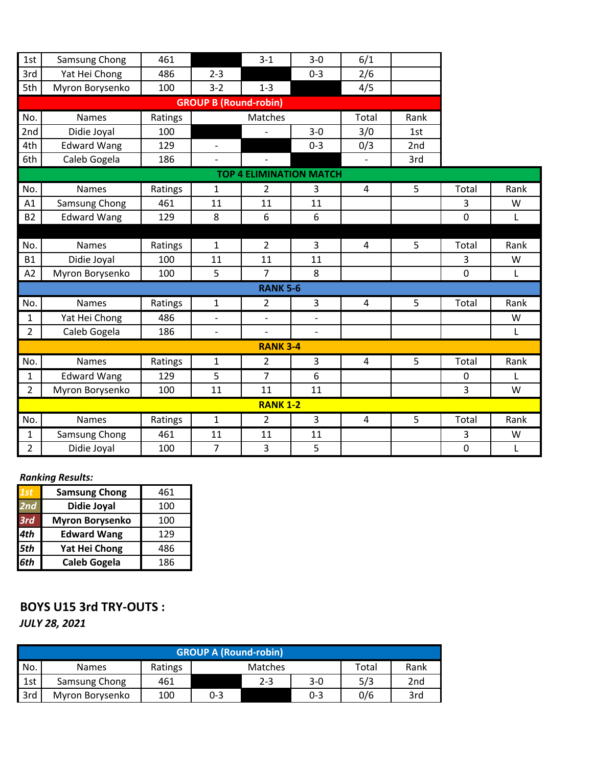| | | | | | | | |
|---|---|---|---|---|---|---|---|
| 1st | Samsung Chong | 461 | | 3-1 | 3-0 | 6/1 | |
| 3rd | Yat Hei Chong | 486 | 2-3 | | 0-3 | 2/6 | |
| 5th | Myron Borysenko | 100 | 3-2 | 1-3 | | 4/5 | |

**GROUP B (Round-robin)**

| No. | Names | Ratings | Matches | | | Total | Rank |
|---|---|---|---|---|---|---|---|
| 2nd | Didie Joyal | 100 | | - | 3-0 | 3/0 | 1st |
| 4th | Edward Wang | 129 | - | | 0-3 | 0/3 | 2nd |
| 6th | Caleb Gogela | 186 | - | - | | - | 3rd |

**TOP 4 ELIMINATION MATCH**

| No. | Names | Ratings | 1 | 2 | 3 | 4 | 5 | Total | Rank |
|---|---|---|---|---|---|---|---|---|---|
| A1 | Samsung Chong | 461 | 11 | 11 | 11 | | | 3 | W |
| B2 | Edward Wang | 129 | 8 | 6 | 6 | | | 0 | L |

| No. | Names | Ratings | 1 | 2 | 3 | 4 | 5 | Total | Rank |
|---|---|---|---|---|---|---|---|---|---|
| B1 | Didie Joyal | 100 | 11 | 11 | 11 | | | 3 | W |
| A2 | Myron Borysenko | 100 | 5 | 7 | 8 | | | 0 | L |

**RANK 5-6**

| No. | Names | Ratings | 1 | 2 | 3 | 4 | 5 | Total | Rank |
|---|---|---|---|---|---|---|---|---|---|
| 1 | Yat Hei Chong | 486 | - | - | - | | | | W |
| 2 | Caleb Gogela | 186 | - | - | - | | | | L |

**RANK 3-4**

| No. | Names | Ratings | 1 | 2 | 3 | 4 | 5 | Total | Rank |
|---|---|---|---|---|---|---|---|---|---|
| 1 | Edward Wang | 129 | 5 | 7 | 6 | | | 0 | L |
| 2 | Myron Borysenko | 100 | 11 | 11 | 11 | | | 3 | W |

**RANK 1-2**

| No. | Names | Ratings | 1 | 2 | 3 | 4 | 5 | Total | Rank |
|---|---|---|---|---|---|---|---|---|---|
| 1 | Samsung Chong | 461 | 11 | 11 | 11 | | | 3 | W |
| 2 | Didie Joyal | 100 | 7 | 3 | 5 | | | 0 | L |

***Ranking Results:***

| | | |
|---|---|---|
| ***1st*** | **Samsung Chong** | 461 |
| ***2nd*** | **Didie Joyal** | 100 |
| ***3rd*** | **Myron Borysenko** | 100 |
| ***4th*** | **Edward Wang** | 129 |
| ***5th*** | **Yat Hei Chong** | 486 |
| ***6th*** | **Caleb Gogela** | 186 |

## BOYS U15 3rd TRY-OUTS :

***JULY 28, 2021***

**GROUP A (Round-robin)**

| No. | Names | Ratings | Matches | | | Total | Rank |
|---|---|---|---|---|---|---|---|
| 1st | Samsung Chong | 461 | | 2-3 | 3-0 | 5/3 | 2nd |
| 3rd | Myron Borysenko | 100 | 0-3 | | 0-3 | 0/6 | 3rd |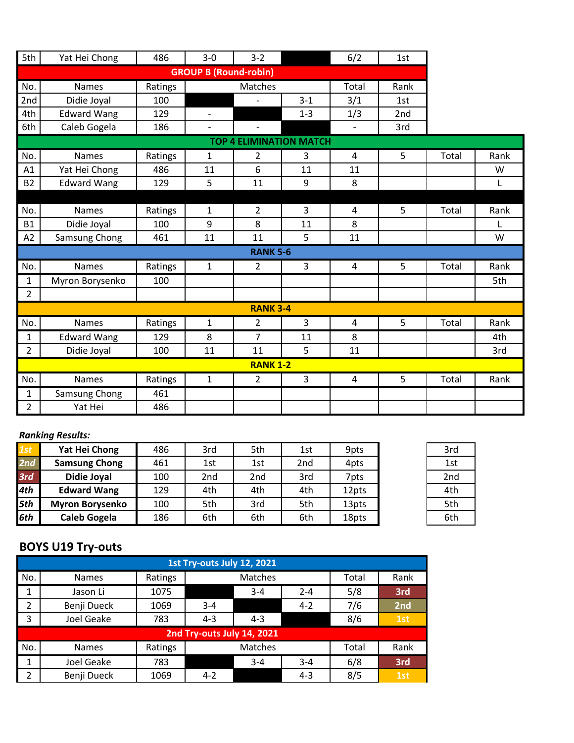| 5th | Yat Hei Chong | 486 | 3-0 | 3-2 | | 6/2 | 1st |
|---|---|---|---|---|---|---|---|

| **GROUP B (Round-robin)** | | | | | | | |
|---|---|---|---|---|---|---|---|
| No. | Names | Ratings | Matches | | | Total | Rank |
| 2nd | Didie Joyal | 100 | | - | 3-1 | 3/1 | 1st |
| 4th | Edward Wang | 129 | - | | 1-3 | 1/3 | 2nd |
| 6th | Caleb Gogela | 186 | - | - | | - | 3rd |

| **TOP 4 ELIMINATION MATCH** | | | | | | | | | |
|---|---|---|---|---|---|---|---|---|---|
| No. | Names | Ratings | 1 | 2 | 3 | 4 | 5 | Total | Rank |
| A1 | Yat Hei Chong | 486 | 11 | 6 | 11 | 11 | | | W |
| B2 | Edward Wang | 129 | 5 | 11 | 9 | 8 | | | L |
| | | | | | | | | | |
| No. | Names | Ratings | 1 | 2 | 3 | 4 | 5 | Total | Rank |
| B1 | Didie Joyal | 100 | 9 | 8 | 11 | 8 | | | L |
| A2 | Samsung Chong | 461 | 11 | 11 | 5 | 11 | | | W |

| **RANK 5-6** | | | | | | | | | |
|---|---|---|---|---|---|---|---|---|---|
| No. | Names | Ratings | 1 | 2 | 3 | 4 | 5 | Total | Rank |
| 1 | Myron Borysenko | 100 | | | | | | | 5th |
| 2 | | | | | | | | | |

| **RANK 3-4** | | | | | | | | | |
|---|---|---|---|---|---|---|---|---|---|
| No. | Names | Ratings | 1 | 2 | 3 | 4 | 5 | Total | Rank |
| 1 | Edward Wang | 129 | 8 | 7 | 11 | 8 | | | 4th |
| 2 | Didie Joyal | 100 | 11 | 11 | 5 | 11 | | | 3rd |

| **RANK 1-2** | | | | | | | | | |
|---|---|---|---|---|---|---|---|---|---|
| No. | Names | Ratings | 1 | 2 | 3 | 4 | 5 | Total | Rank |
| 1 | Samsung Chong | 461 | | | | | | | |
| 2 | Yat Hei | 486 | | | | | | | |

***Ranking Results:***

| | | | | | | | |
|---|---|---|---|---|---|---|---|
| ***1st*** | **Yat Hei Chong** | 486 | 3rd | 5th | 1st | 9pts | 3rd |
| ***2nd*** | **Samsung Chong** | 461 | 1st | 1st | 2nd | 4pts | 1st |
| ***3rd*** | **Didie Joyal** | 100 | 2nd | 2nd | 3rd | 7pts | 2nd |
| ***4th*** | **Edward Wang** | 129 | 4th | 4th | 4th | 12pts | 4th |
| ***5th*** | **Myron Borysenko** | 100 | 5th | 3rd | 5th | 13pts | 5th |
| ***6th*** | **Caleb Gogela** | 186 | 6th | 6th | 6th | 18pts | 6th |

## BOYS U19 Try-outs

| **1st Try-outs July 12, 2021** | | | | | | | |
|---|---|---|---|---|---|---|---|
| No. | Names | Ratings | Matches | | | Total | Rank |
| 1 | Jason Li | 1075 | | 3-4 | 2-4 | 5/8 | **3rd** |
| 2 | Benji Dueck | 1069 | 3-4 | | 4-2 | 7/6 | **2nd** |
| 3 | Joel Geake | 783 | 4-3 | 4-3 | | 8/6 | **1st** |

| **2nd Try-outs July 14, 2021** | | | | | | | |
|---|---|---|---|---|---|---|---|
| No. | Names | Ratings | Matches | | | Total | Rank |
| 1 | Joel Geake | 783 | | 3-4 | 3-4 | 6/8 | **3rd** |
| 2 | Benji Dueck | 1069 | 4-2 | | 4-3 | 8/5 | **1st** |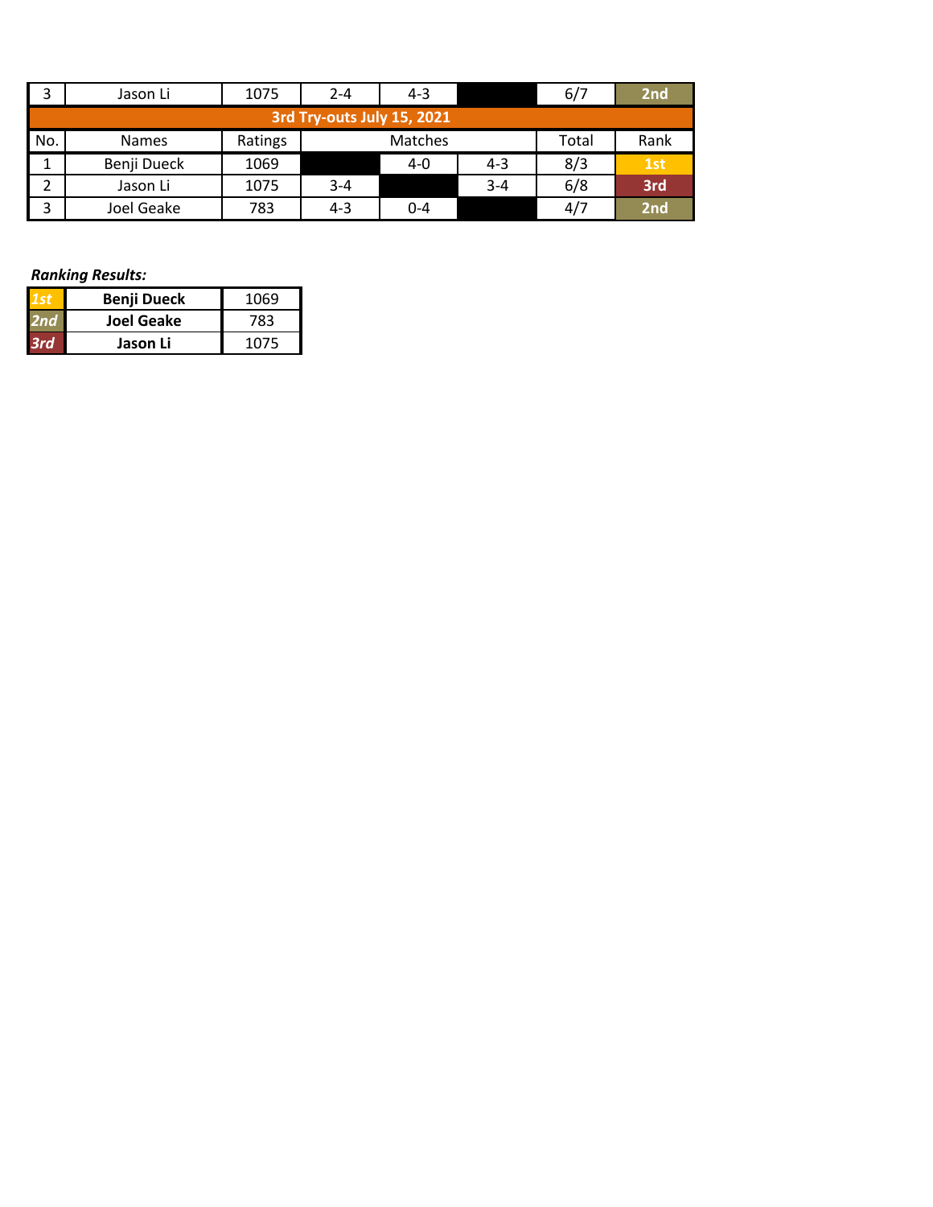| | | | | | | | |
|---|---|---|---|---|---|---|---|
| 3 | Jason Li | 1075 | 2-4 | 4-3 | | 6/7 | 2nd |

## 3rd Try-outs July 15, 2021

| No. | Names | Ratings | Matches | | | Total | Rank |
|---|---|---|---|---|---|---|---|
| 1 | Benji Dueck | 1069 | | 4-0 | 4-3 | 8/3 | 1st |
| 2 | Jason Li | 1075 | 3-4 | | 3-4 | 6/8 | 3rd |
| 3 | Joel Geake | 783 | 4-3 | 0-4 | | 4/7 | 2nd |

***Ranking Results:***

| | | |
|---|---|---|
| *1st* | **Benji Dueck** | 1069 |
| *2nd* | **Joel Geake** | 783 |
| *3rd* | **Jason Li** | 1075 |